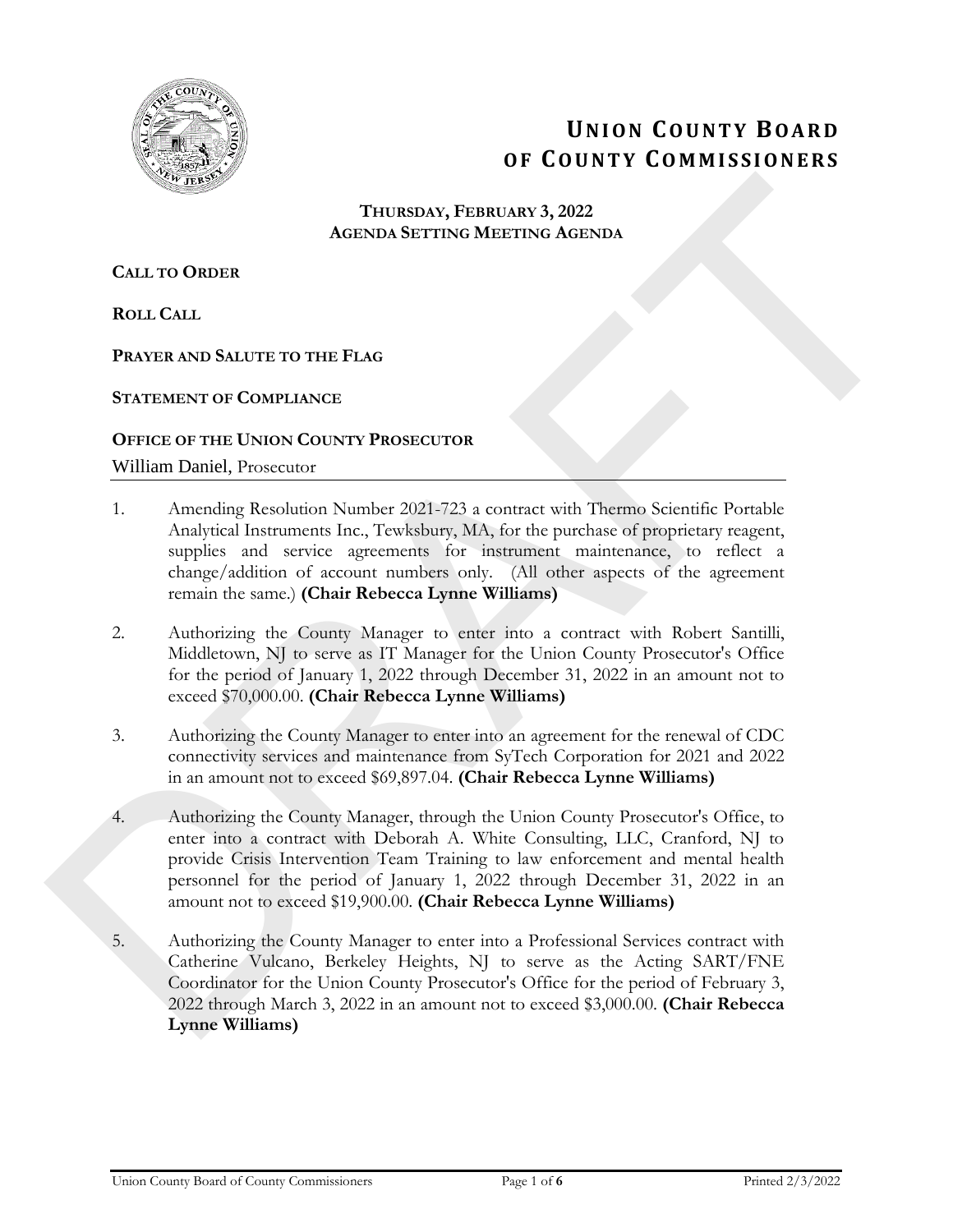# UNION COUNTY BOARD OF COUNTY COMMISSIONERS

**THURSDAY, FEBRUARY 3, 2022**
**AGENDA SETTING MEETING AGENDA**

**CALL TO ORDER**

**ROLL CALL**

**PRAYER AND SALUTE TO THE FLAG**

**STATEMENT OF COMPLIANCE**

## OFFICE OF THE UNION COUNTY PROSECUTOR

William Daniel, Prosecutor

1. Amending Resolution Number 2021-723 a contract with Thermo Scientific Portable Analytical Instruments Inc., Tewksbury, MA, for the purchase of proprietary reagent, supplies and service agreements for instrument maintenance, to reflect a change/addition of account numbers only. (All other aspects of the agreement remain the same.) **(Chair Rebecca Lynne Williams)**

2. Authorizing the County Manager to enter into a contract with Robert Santilli, Middletown, NJ to serve as IT Manager for the Union County Prosecutor's Office for the period of January 1, 2022 through December 31, 2022 in an amount not to exceed $70,000.00. **(Chair Rebecca Lynne Williams)**

3. Authorizing the County Manager to enter into an agreement for the renewal of CDC connectivity services and maintenance from SyTech Corporation for 2021 and 2022 in an amount not to exceed $69,897.04. **(Chair Rebecca Lynne Williams)**

4. Authorizing the County Manager, through the Union County Prosecutor's Office, to enter into a contract with Deborah A. White Consulting, LLC, Cranford, NJ to provide Crisis Intervention Team Training to law enforcement and mental health personnel for the period of January 1, 2022 through December 31, 2022 in an amount not to exceed $19,900.00. **(Chair Rebecca Lynne Williams)**

5. Authorizing the County Manager to enter into a Professional Services contract with Catherine Vulcano, Berkeley Heights, NJ to serve as the Acting SART/FNE Coordinator for the Union County Prosecutor's Office for the period of February 3, 2022 through March 3, 2022 in an amount not to exceed $3,000.00. **(Chair Rebecca Lynne Williams)**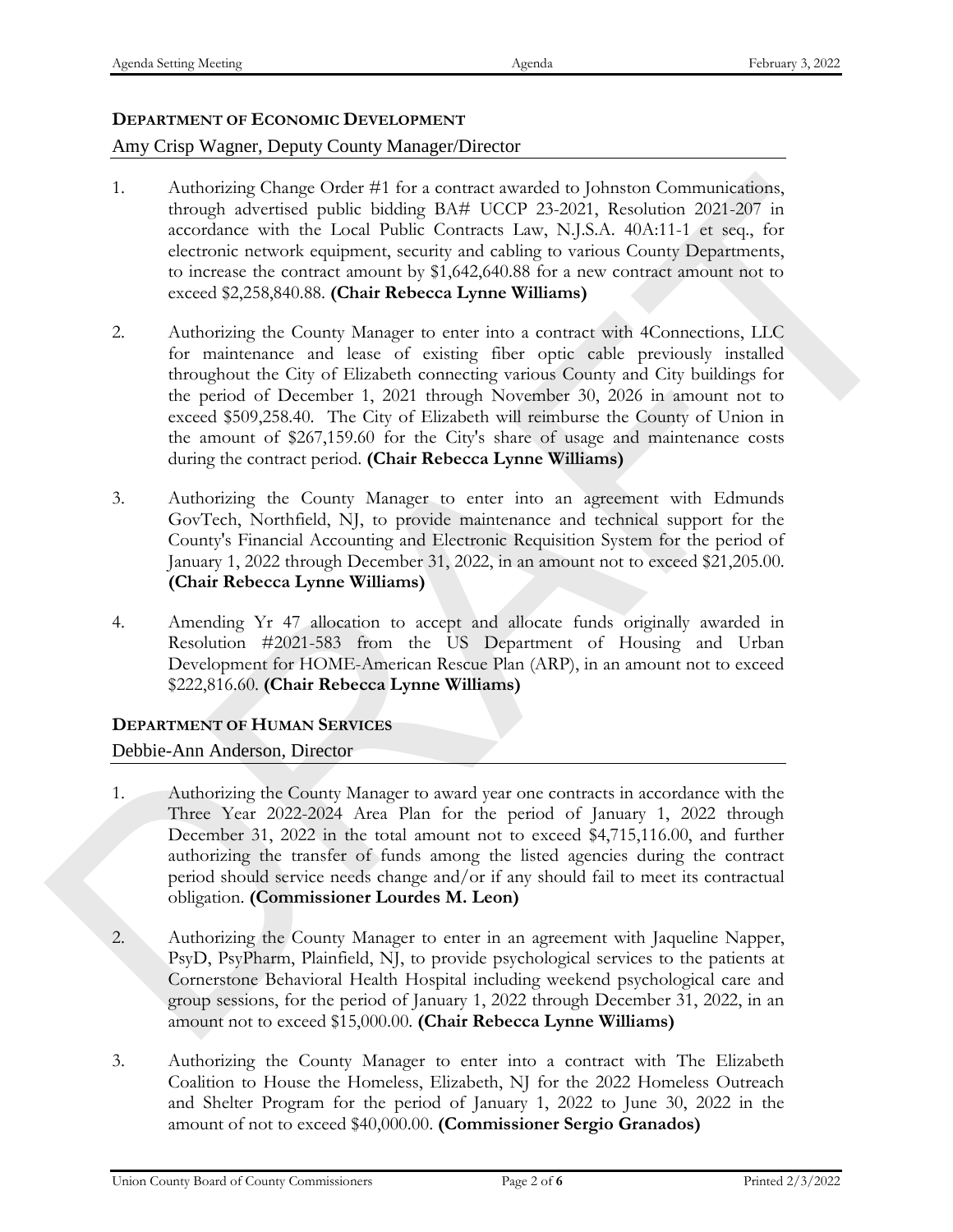## DEPARTMENT OF ECONOMIC DEVELOPMENT

Amy Crisp Wagner, Deputy County Manager/Director

1. Authorizing Change Order #1 for a contract awarded to Johnston Communications, through advertised public bidding BA# UCCP 23-2021, Resolution 2021-207 in accordance with the Local Public Contracts Law, N.J.S.A. 40A:11-1 et seq., for electronic network equipment, security and cabling to various County Departments, to increase the contract amount by $1,642,640.88 for a new contract amount not to exceed $2,258,840.88. **(Chair Rebecca Lynne Williams)**

2. Authorizing the County Manager to enter into a contract with 4Connections, LLC for maintenance and lease of existing fiber optic cable previously installed throughout the City of Elizabeth connecting various County and City buildings for the period of December 1, 2021 through November 30, 2026 in amount not to exceed $509,258.40. The City of Elizabeth will reimburse the County of Union in the amount of $267,159.60 for the City's share of usage and maintenance costs during the contract period. **(Chair Rebecca Lynne Williams)**

3. Authorizing the County Manager to enter into an agreement with Edmunds GovTech, Northfield, NJ, to provide maintenance and technical support for the County's Financial Accounting and Electronic Requisition System for the period of January 1, 2022 through December 31, 2022, in an amount not to exceed $21,205.00. **(Chair Rebecca Lynne Williams)**

4. Amending Yr 47 allocation to accept and allocate funds originally awarded in Resolution #2021-583 from the US Department of Housing and Urban Development for HOME-American Rescue Plan (ARP), in an amount not to exceed $222,816.60. **(Chair Rebecca Lynne Williams)**

## DEPARTMENT OF HUMAN SERVICES

Debbie-Ann Anderson, Director

1. Authorizing the County Manager to award year one contracts in accordance with the Three Year 2022-2024 Area Plan for the period of January 1, 2022 through December 31, 2022 in the total amount not to exceed $4,715,116.00, and further authorizing the transfer of funds among the listed agencies during the contract period should service needs change and/or if any should fail to meet its contractual obligation. **(Commissioner Lourdes M. Leon)**

2. Authorizing the County Manager to enter in an agreement with Jaqueline Napper, PsyD, PsyPharm, Plainfield, NJ, to provide psychological services to the patients at Cornerstone Behavioral Health Hospital including weekend psychological care and group sessions, for the period of January 1, 2022 through December 31, 2022, in an amount not to exceed $15,000.00. **(Chair Rebecca Lynne Williams)**

3. Authorizing the County Manager to enter into a contract with The Elizabeth Coalition to House the Homeless, Elizabeth, NJ for the 2022 Homeless Outreach and Shelter Program for the period of January 1, 2022 to June 30, 2022 in the amount of not to exceed $40,000.00. **(Commissioner Sergio Granados)**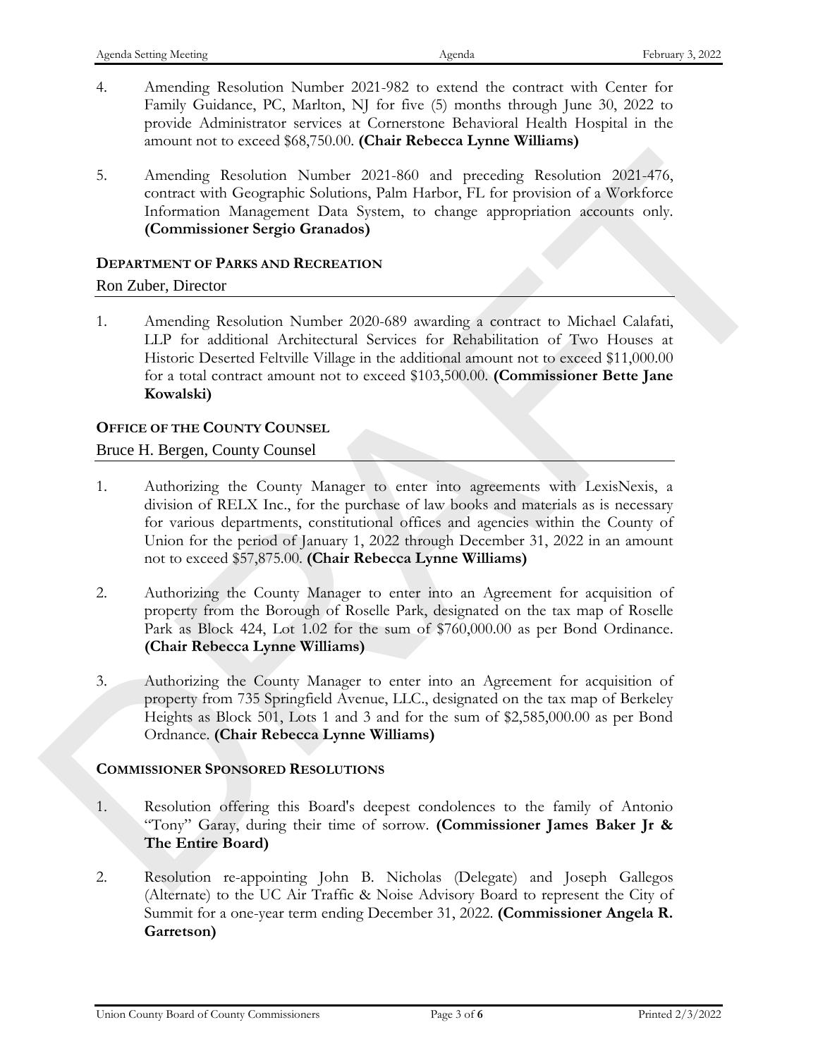4. Amending Resolution Number 2021-982 to extend the contract with Center for Family Guidance, PC, Marlton, NJ for five (5) months through June 30, 2022 to provide Administrator services at Cornerstone Behavioral Health Hospital in the amount not to exceed $68,750.00. **(Chair Rebecca Lynne Williams)**

5. Amending Resolution Number 2021-860 and preceding Resolution 2021-476, contract with Geographic Solutions, Palm Harbor, FL for provision of a Workforce Information Management Data System, to change appropriation accounts only. **(Commissioner Sergio Granados)**

### DEPARTMENT OF PARKS AND RECREATION

Ron Zuber, Director

1. Amending Resolution Number 2020-689 awarding a contract to Michael Calafati, LLP for additional Architectural Services for Rehabilitation of Two Houses at Historic Deserted Feltville Village in the additional amount not to exceed $11,000.00 for a total contract amount not to exceed $103,500.00. **(Commissioner Bette Jane Kowalski)**

### OFFICE OF THE COUNTY COUNSEL

Bruce H. Bergen, County Counsel

1. Authorizing the County Manager to enter into agreements with LexisNexis, a division of RELX Inc., for the purchase of law books and materials as is necessary for various departments, constitutional offices and agencies within the County of Union for the period of January 1, 2022 through December 31, 2022 in an amount not to exceed $57,875.00. **(Chair Rebecca Lynne Williams)**

2. Authorizing the County Manager to enter into an Agreement for acquisition of property from the Borough of Roselle Park, designated on the tax map of Roselle Park as Block 424, Lot 1.02 for the sum of $760,000.00 as per Bond Ordinance. **(Chair Rebecca Lynne Williams)**

3. Authorizing the County Manager to enter into an Agreement for acquisition of property from 735 Springfield Avenue, LLC., designated on the tax map of Berkeley Heights as Block 501, Lots 1 and 3 and for the sum of $2,585,000.00 as per Bond Ordnance. **(Chair Rebecca Lynne Williams)**

### COMMISSIONER SPONSORED RESOLUTIONS

1. Resolution offering this Board's deepest condolences to the family of Antonio "Tony" Garay, during their time of sorrow. **(Commissioner James Baker Jr & The Entire Board)**

2. Resolution re-appointing John B. Nicholas (Delegate) and Joseph Gallegos (Alternate) to the UC Air Traffic & Noise Advisory Board to represent the City of Summit for a one-year term ending December 31, 2022. **(Commissioner Angela R. Garretson)**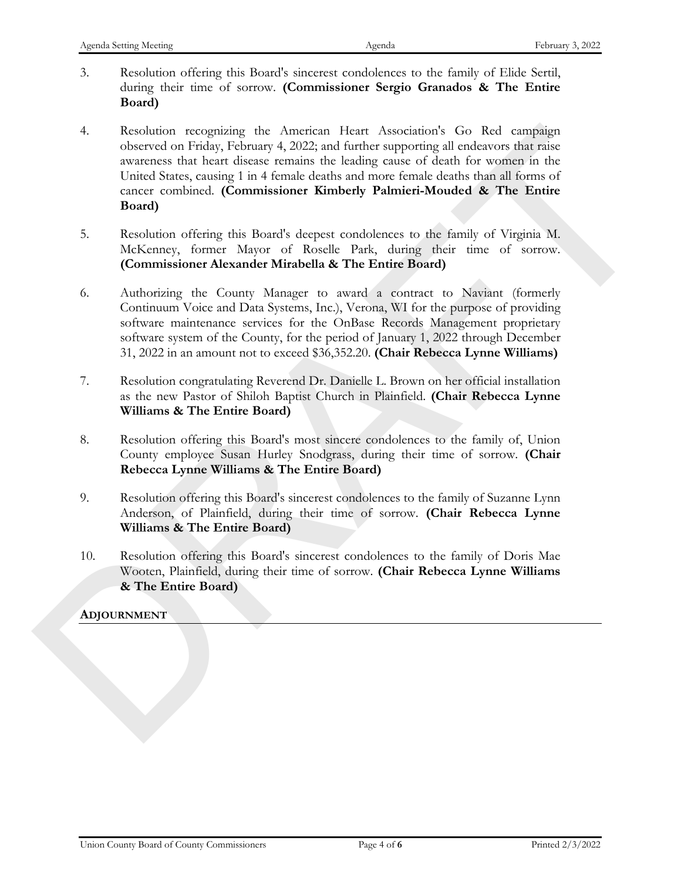3. Resolution offering this Board's sincerest condolences to the family of Elide Sertil, during their time of sorrow. **(Commissioner Sergio Granados & The Entire Board)**

4. Resolution recognizing the American Heart Association's Go Red campaign observed on Friday, February 4, 2022; and further supporting all endeavors that raise awareness that heart disease remains the leading cause of death for women in the United States, causing 1 in 4 female deaths and more female deaths than all forms of cancer combined. **(Commissioner Kimberly Palmieri-Mouded & The Entire Board)**

5. Resolution offering this Board's deepest condolences to the family of Virginia M. McKenney, former Mayor of Roselle Park, during their time of sorrow. **(Commissioner Alexander Mirabella & The Entire Board)**

6. Authorizing the County Manager to award a contract to Naviant (formerly Continuum Voice and Data Systems, Inc.), Verona, WI for the purpose of providing software maintenance services for the OnBase Records Management proprietary software system of the County, for the period of January 1, 2022 through December 31, 2022 in an amount not to exceed $36,352.20. **(Chair Rebecca Lynne Williams)**

7. Resolution congratulating Reverend Dr. Danielle L. Brown on her official installation as the new Pastor of Shiloh Baptist Church in Plainfield. **(Chair Rebecca Lynne Williams & The Entire Board)**

8. Resolution offering this Board's most sincere condolences to the family of, Union County employee Susan Hurley Snodgrass, during their time of sorrow. **(Chair Rebecca Lynne Williams & The Entire Board)**

9. Resolution offering this Board's sincerest condolences to the family of Suzanne Lynn Anderson, of Plainfield, during their time of sorrow. **(Chair Rebecca Lynne Williams & The Entire Board)**

10. Resolution offering this Board's sincerest condolences to the family of Doris Mae Wooten, Plainfield, during their time of sorrow. **(Chair Rebecca Lynne Williams & The Entire Board)**

**ADJOURNMENT**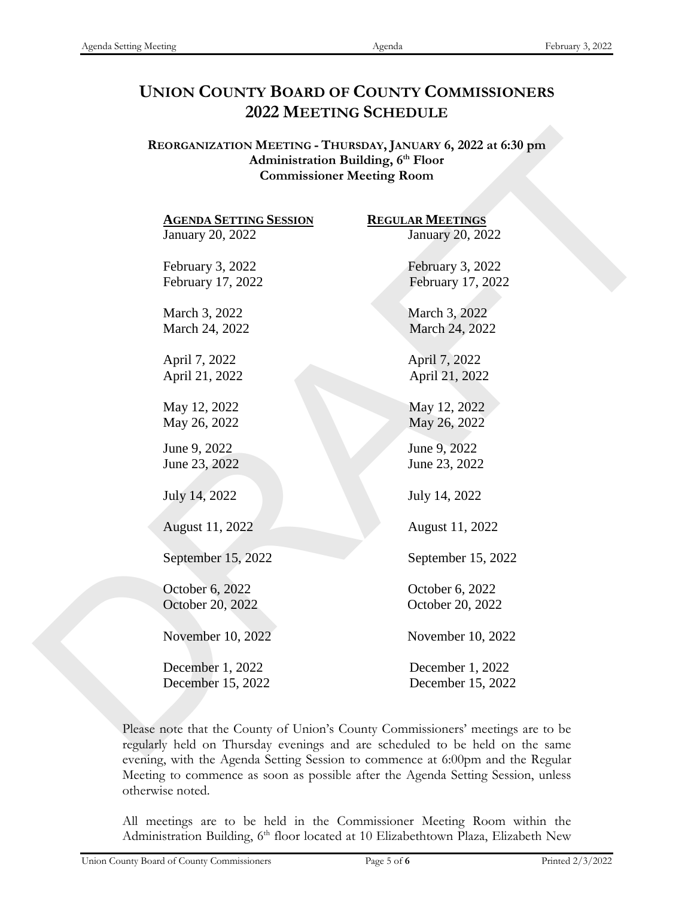# UNION COUNTY BOARD OF COUNTY COMMISSIONERS
# 2022 MEETING SCHEDULE

**REORGANIZATION MEETING - THURSDAY, JANUARY 6, 2022 at 6:30 pm**
**Administration Building, 6th Floor**
**Commissioner Meeting Room**

| AGENDA SETTING SESSION | REGULAR MEETINGS |
|---|---|
| January 20, 2022 | January 20, 2022 |
| February 3, 2022 | February 3, 2022 |
| February 17, 2022 | February 17, 2022 |
| March 3, 2022 | March 3, 2022 |
| March 24, 2022 | March 24, 2022 |
| April 7, 2022 | April 7, 2022 |
| April 21, 2022 | April 21, 2022 |
| May 12, 2022 | May 12, 2022 |
| May 26, 2022 | May 26, 2022 |
| June 9, 2022 | June 9, 2022 |
| June 23, 2022 | June 23, 2022 |
| July 14, 2022 | July 14, 2022 |
| August 11, 2022 | August 11, 2022 |
| September 15, 2022 | September 15, 2022 |
| October 6, 2022 | October 6, 2022 |
| October 20, 2022 | October 20, 2022 |
| November 10, 2022 | November 10, 2022 |
| December 1, 2022 | December 1, 2022 |
| December 15, 2022 | December 15, 2022 |

Please note that the County of Union's County Commissioners' meetings are to be regularly held on Thursday evenings and are scheduled to be held on the same evening, with the Agenda Setting Session to commence at 6:00pm and the Regular Meeting to commence as soon as possible after the Agenda Setting Session, unless otherwise noted.

All meetings are to be held in the Commissioner Meeting Room within the Administration Building, 6th floor located at 10 Elizabethtown Plaza, Elizabeth New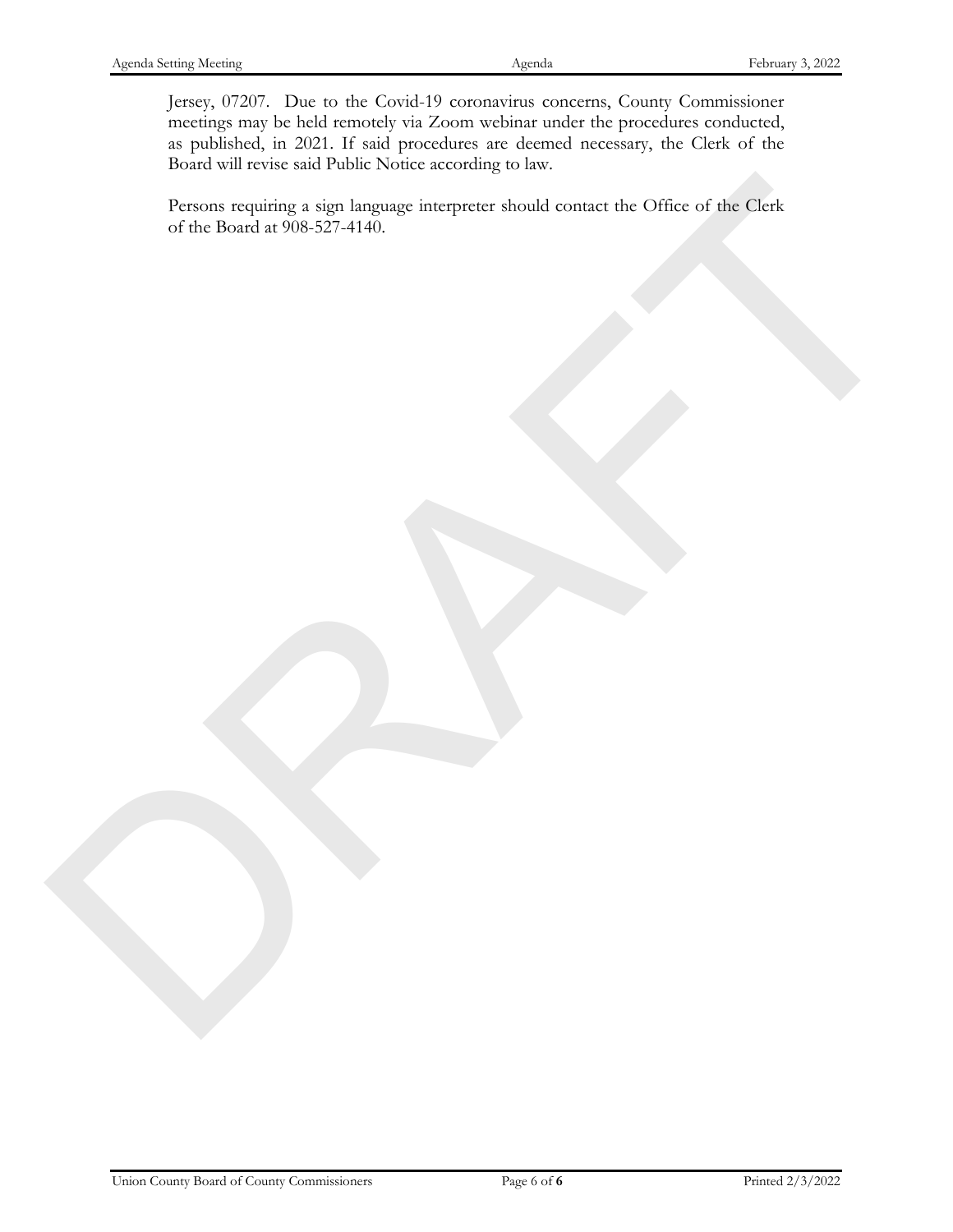Jersey, 07207. Due to the Covid-19 coronavirus concerns, County Commissioner meetings may be held remotely via Zoom webinar under the procedures conducted, as published, in 2021. If said procedures are deemed necessary, the Clerk of the Board will revise said Public Notice according to law.

Persons requiring a sign language interpreter should contact the Office of the Clerk of the Board at 908-527-4140.